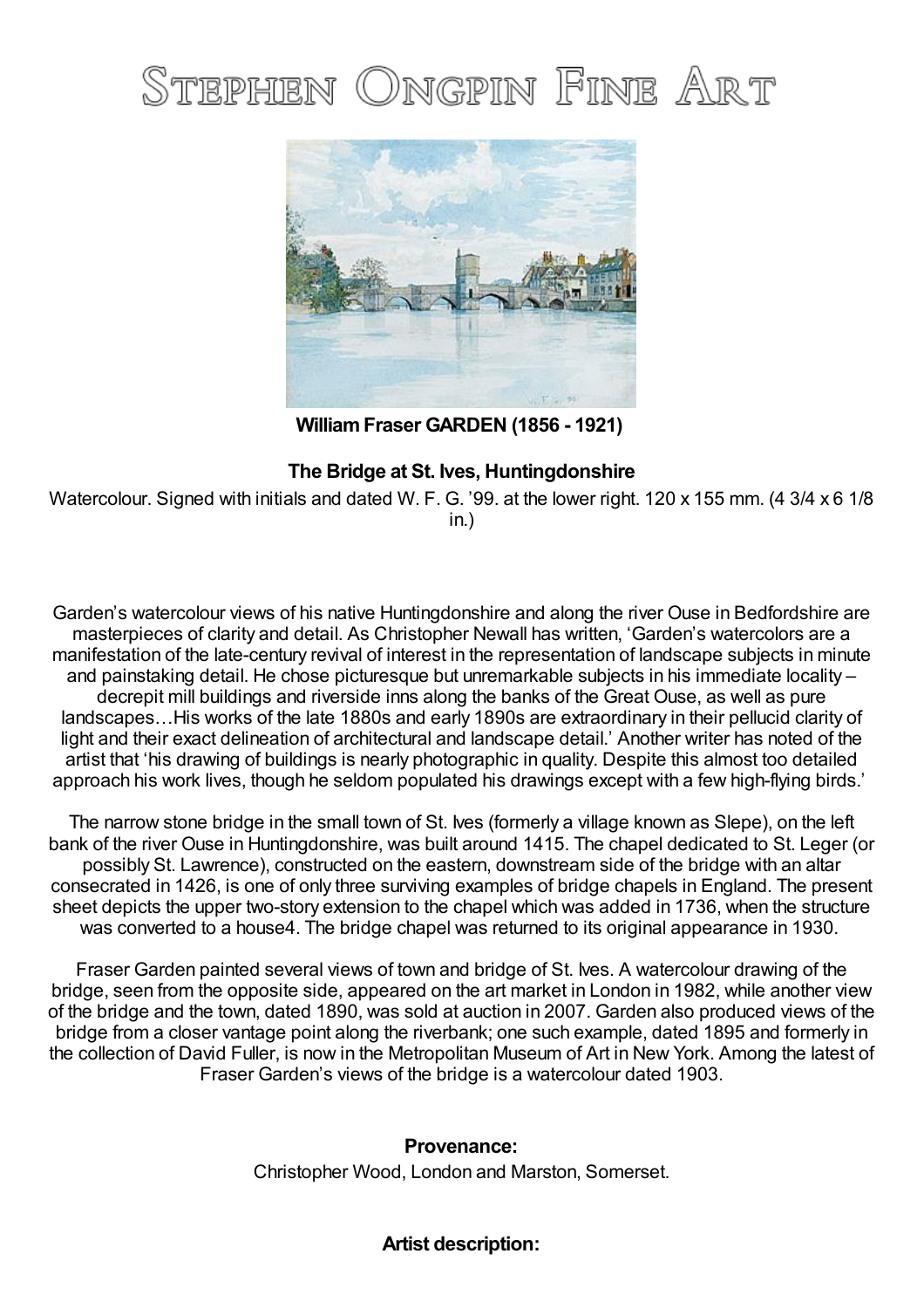# Stephen Ongpin Fine Art

**William Fraser GARDEN (1856 - 1921)**

**The Bridge at St. Ives, Huntingdonshire**

Watercolour. Signed with initials and dated W. F. G. '99. at the lower right. 120 x 155 mm. (4 3/4 x 6 1/8 in.)

Garden's watercolour views of his native Huntingdonshire and along the river Ouse in Bedfordshire are masterpieces of clarity and detail. As Christopher Newall has written, 'Garden's watercolors are a manifestation of the late-century revival of interest in the representation of landscape subjects in minute and painstaking detail. He chose picturesque but unremarkable subjects in his immediate locality – decrepit mill buildings and riverside inns along the banks of the Great Ouse, as well as pure landscapes…His works of the late 1880s and early 1890s are extraordinary in their pellucid clarity of light and their exact delineation of architectural and landscape detail.' Another writer has noted of the artist that 'his drawing of buildings is nearly photographic in quality. Despite this almost too detailed approach his work lives, though he seldom populated his drawings except with a few high-flying birds.'

The narrow stone bridge in the small town of St. Ives (formerly a village known as Slepe), on the left bank of the river Ouse in Huntingdonshire, was built around 1415. The chapel dedicated to St. Leger (or possibly St. Lawrence), constructed on the eastern, downstream side of the bridge with an altar consecrated in 1426, is one of only three surviving examples of bridge chapels in England. The present sheet depicts the upper two-story extension to the chapel which was added in 1736, when the structure was converted to a house4. The bridge chapel was returned to its original appearance in 1930.

Fraser Garden painted several views of town and bridge of St. Ives. A watercolour drawing of the bridge, seen from the opposite side, appeared on the art market in London in 1982, while another view of the bridge and the town, dated 1890, was sold at auction in 2007. Garden also produced views of the bridge from a closer vantage point along the riverbank; one such example, dated 1895 and formerly in the collection of David Fuller, is now in the Metropolitan Museum of Art in New York. Among the latest of Fraser Garden's views of the bridge is a watercolour dated 1903.

**Provenance:**

Christopher Wood, London and Marston, Somerset.

**Artist description:**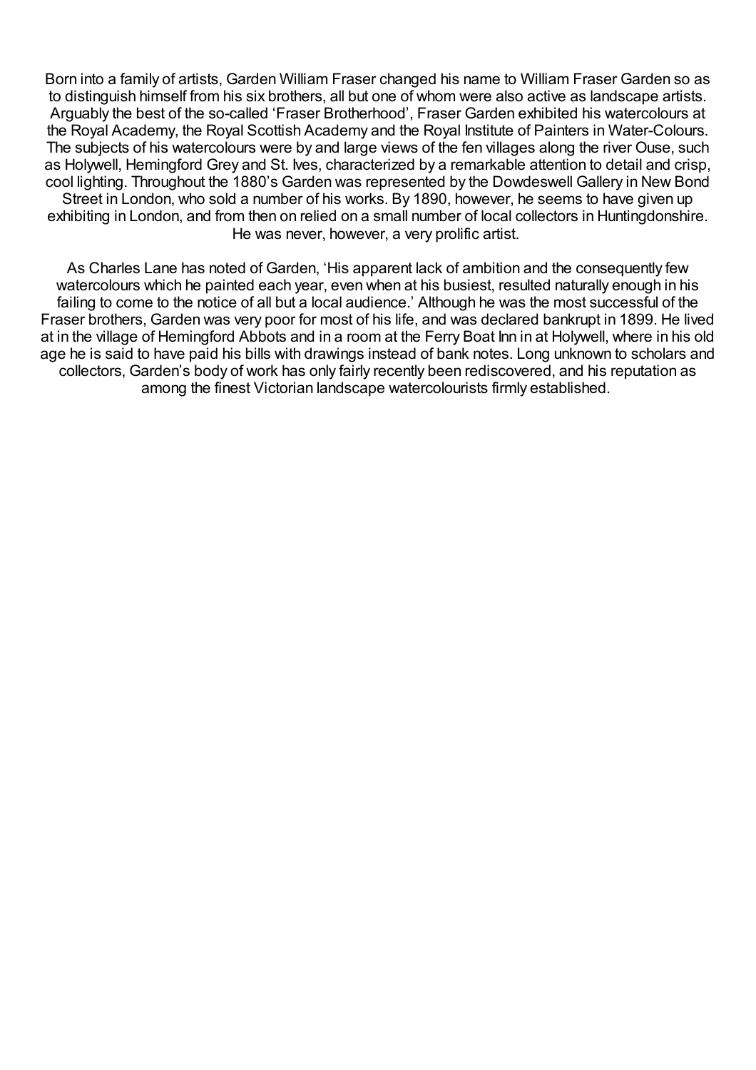Born into a family of artists, Garden William Fraser changed his name to William Fraser Garden so as to distinguish himself from his six brothers, all but one of whom were also active as landscape artists. Arguably the best of the so-called 'Fraser Brotherhood', Fraser Garden exhibited his watercolours at the Royal Academy, the Royal Scottish Academy and the Royal Institute of Painters in Water-Colours. The subjects of his watercolours were by and large views of the fen villages along the river Ouse, such as Holywell, Hemingford Grey and St. Ives, characterized by a remarkable attention to detail and crisp, cool lighting. Throughout the 1880's Garden was represented by the Dowdeswell Gallery in New Bond Street in London, who sold a number of his works. By 1890, however, he seems to have given up exhibiting in London, and from then on relied on a small number of local collectors in Huntingdonshire. He was never, however, a very prolific artist.

As Charles Lane has noted of Garden, 'His apparent lack of ambition and the consequently few watercolours which he painted each year, even when at his busiest, resulted naturally enough in his failing to come to the notice of all but a local audience.' Although he was the most successful of the Fraser brothers, Garden was very poor for most of his life, and was declared bankrupt in 1899. He lived at in the village of Hemingford Abbots and in a room at the Ferry Boat Inn in at Holywell, where in his old age he is said to have paid his bills with drawings instead of bank notes. Long unknown to scholars and collectors, Garden's body of work has only fairly recently been rediscovered, and his reputation as among the finest Victorian landscape watercolourists firmly established.